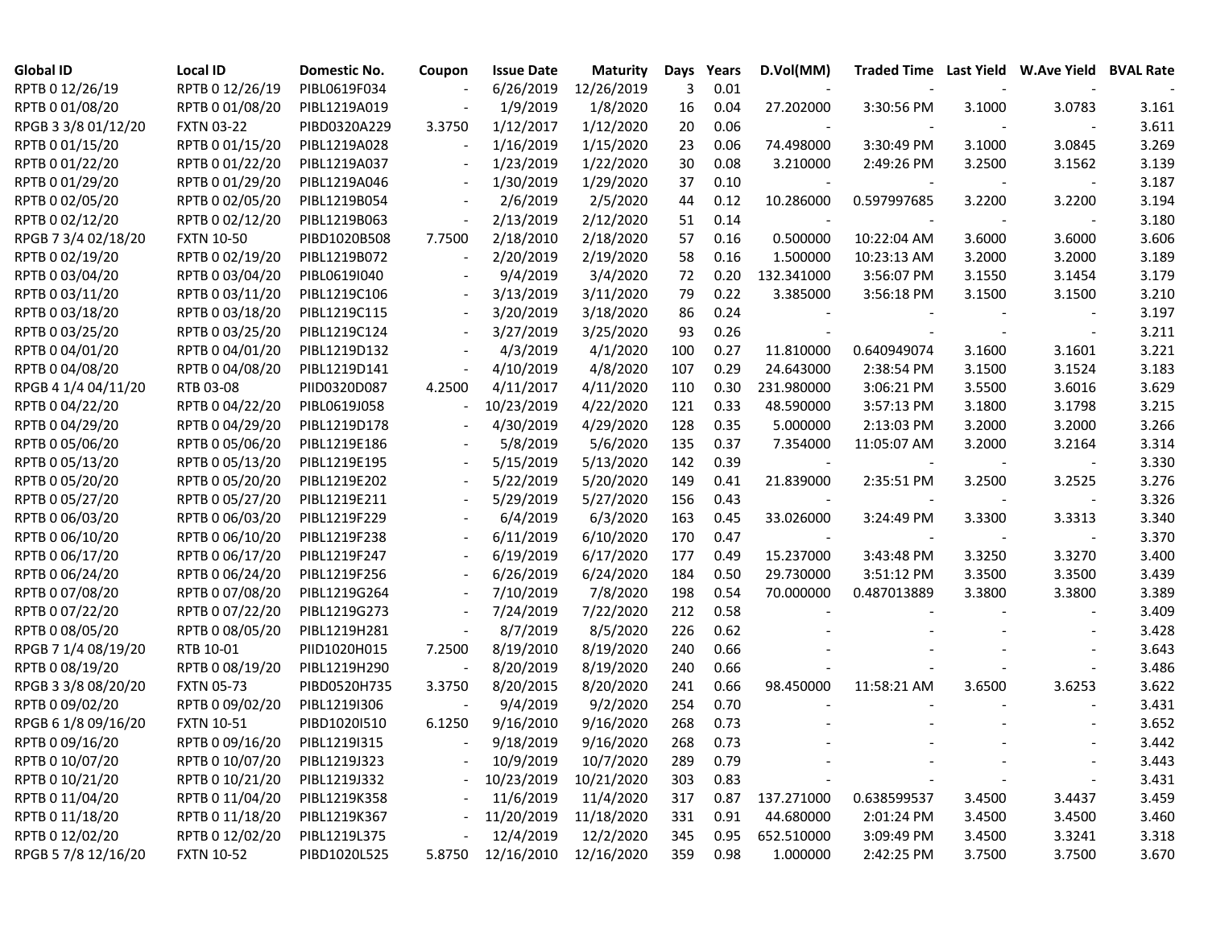| Global ID | Local ID | Domestic No. | Coupon | Issue Date | Maturity | Days | Years | D.Vol(MM) | Traded Time | Last Yield | W.Ave Yield | BVAL Rate |
|---|---|---|---|---|---|---|---|---|---|---|---|---|
| RPTB 0 12/26/19 | RPTB 0 12/26/19 | PIBL0619F034 | - | 6/26/2019 | 12/26/2019 | 3 | 0.01 | - | - | - | - | - |
| RPTB 0 01/08/20 | RPTB 0 01/08/20 | PIBL1219A019 | - | 1/9/2019 | 1/8/2020 | 16 | 0.04 | 27.202000 | 3:30:56 PM | 3.1000 | 3.0783 | 3.161 |
| RPGB 3 3/8 01/12/20 | FXTN 03-22 | PIBD0320A229 | 3.3750 | 1/12/2017 | 1/12/2020 | 20 | 0.06 | - | - | - | - | 3.611 |
| RPTB 0 01/15/20 | RPTB 0 01/15/20 | PIBL1219A028 | - | 1/16/2019 | 1/15/2020 | 23 | 0.06 | 74.498000 | 3:30:49 PM | 3.1000 | 3.0845 | 3.269 |
| RPTB 0 01/22/20 | RPTB 0 01/22/20 | PIBL1219A037 | - | 1/23/2019 | 1/22/2020 | 30 | 0.08 | 3.210000 | 2:49:26 PM | 3.2500 | 3.1562 | 3.139 |
| RPTB 0 01/29/20 | RPTB 0 01/29/20 | PIBL1219A046 | - | 1/30/2019 | 1/29/2020 | 37 | 0.10 | - | - | - | - | 3.187 |
| RPTB 0 02/05/20 | RPTB 0 02/05/20 | PIBL1219B054 | - | 2/6/2019 | 2/5/2020 | 44 | 0.12 | 10.286000 | 0.597997685 | 3.2200 | 3.2200 | 3.194 |
| RPTB 0 02/12/20 | RPTB 0 02/12/20 | PIBL1219B063 | - | 2/13/2019 | 2/12/2020 | 51 | 0.14 | - | - | - | - | 3.180 |
| RPGB 7 3/4 02/18/20 | FXTN 10-50 | PIBD1020B508 | 7.7500 | 2/18/2010 | 2/18/2020 | 57 | 0.16 | 0.500000 | 10:22:04 AM | 3.6000 | 3.6000 | 3.606 |
| RPTB 0 02/19/20 | RPTB 0 02/19/20 | PIBL1219B072 | - | 2/20/2019 | 2/19/2020 | 58 | 0.16 | 1.500000 | 10:23:13 AM | 3.2000 | 3.2000 | 3.189 |
| RPTB 0 03/04/20 | RPTB 0 03/04/20 | PIBL0619I040 | - | 9/4/2019 | 3/4/2020 | 72 | 0.20 | 132.341000 | 3:56:07 PM | 3.1550 | 3.1454 | 3.179 |
| RPTB 0 03/11/20 | RPTB 0 03/11/20 | PIBL1219C106 | - | 3/13/2019 | 3/11/2020 | 79 | 0.22 | 3.385000 | 3:56:18 PM | 3.1500 | 3.1500 | 3.210 |
| RPTB 0 03/18/20 | RPTB 0 03/18/20 | PIBL1219C115 | - | 3/20/2019 | 3/18/2020 | 86 | 0.24 | - | - | - | - | 3.197 |
| RPTB 0 03/25/20 | RPTB 0 03/25/20 | PIBL1219C124 | - | 3/27/2019 | 3/25/2020 | 93 | 0.26 | - | - | - | - | 3.211 |
| RPTB 0 04/01/20 | RPTB 0 04/01/20 | PIBL1219D132 | - | 4/3/2019 | 4/1/2020 | 100 | 0.27 | 11.810000 | 0.640949074 | 3.1600 | 3.1601 | 3.221 |
| RPTB 0 04/08/20 | RPTB 0 04/08/20 | PIBL1219D141 | - | 4/10/2019 | 4/8/2020 | 107 | 0.29 | 24.643000 | 2:38:54 PM | 3.1500 | 3.1524 | 3.183 |
| RPGB 4 1/4 04/11/20 | RTB 03-08 | PIID0320D087 | 4.2500 | 4/11/2017 | 4/11/2020 | 110 | 0.30 | 231.980000 | 3:06:21 PM | 3.5500 | 3.6016 | 3.629 |
| RPTB 0 04/22/20 | RPTB 0 04/22/20 | PIBL0619J058 | - | 10/23/2019 | 4/22/2020 | 121 | 0.33 | 48.590000 | 3:57:13 PM | 3.1800 | 3.1798 | 3.215 |
| RPTB 0 04/29/20 | RPTB 0 04/29/20 | PIBL1219D178 | - | 4/30/2019 | 4/29/2020 | 128 | 0.35 | 5.000000 | 2:13:03 PM | 3.2000 | 3.2000 | 3.266 |
| RPTB 0 05/06/20 | RPTB 0 05/06/20 | PIBL1219E186 | - | 5/8/2019 | 5/6/2020 | 135 | 0.37 | 7.354000 | 11:05:07 AM | 3.2000 | 3.2164 | 3.314 |
| RPTB 0 05/13/20 | RPTB 0 05/13/20 | PIBL1219E195 | - | 5/15/2019 | 5/13/2020 | 142 | 0.39 | - | - | - | - | 3.330 |
| RPTB 0 05/20/20 | RPTB 0 05/20/20 | PIBL1219E202 | - | 5/22/2019 | 5/20/2020 | 149 | 0.41 | 21.839000 | 2:35:51 PM | 3.2500 | 3.2525 | 3.276 |
| RPTB 0 05/27/20 | RPTB 0 05/27/20 | PIBL1219E211 | - | 5/29/2019 | 5/27/2020 | 156 | 0.43 | - | - | - | - | 3.326 |
| RPTB 0 06/03/20 | RPTB 0 06/03/20 | PIBL1219F229 | - | 6/4/2019 | 6/3/2020 | 163 | 0.45 | 33.026000 | 3:24:49 PM | 3.3300 | 3.3313 | 3.340 |
| RPTB 0 06/10/20 | RPTB 0 06/10/20 | PIBL1219F238 | - | 6/11/2019 | 6/10/2020 | 170 | 0.47 | - | - | - | - | 3.370 |
| RPTB 0 06/17/20 | RPTB 0 06/17/20 | PIBL1219F247 | - | 6/19/2019 | 6/17/2020 | 177 | 0.49 | 15.237000 | 3:43:48 PM | 3.3250 | 3.3270 | 3.400 |
| RPTB 0 06/24/20 | RPTB 0 06/24/20 | PIBL1219F256 | - | 6/26/2019 | 6/24/2020 | 184 | 0.50 | 29.730000 | 3:51:12 PM | 3.3500 | 3.3500 | 3.439 |
| RPTB 0 07/08/20 | RPTB 0 07/08/20 | PIBL1219G264 | - | 7/10/2019 | 7/8/2020 | 198 | 0.54 | 70.000000 | 0.487013889 | 3.3800 | 3.3800 | 3.389 |
| RPTB 0 07/22/20 | RPTB 0 07/22/20 | PIBL1219G273 | - | 7/24/2019 | 7/22/2020 | 212 | 0.58 | - | - | - | - | 3.409 |
| RPTB 0 08/05/20 | RPTB 0 08/05/20 | PIBL1219H281 | - | 8/7/2019 | 8/5/2020 | 226 | 0.62 | - | - | - | - | 3.428 |
| RPGB 7 1/4 08/19/20 | RTB 10-01 | PIID1020H015 | 7.2500 | 8/19/2010 | 8/19/2020 | 240 | 0.66 | - | - | - | - | 3.643 |
| RPTB 0 08/19/20 | RPTB 0 08/19/20 | PIBL1219H290 | - | 8/20/2019 | 8/19/2020 | 240 | 0.66 | - | - | - | - | 3.486 |
| RPGB 3 3/8 08/20/20 | FXTN 05-73 | PIBD0520H735 | 3.3750 | 8/20/2015 | 8/20/2020 | 241 | 0.66 | 98.450000 | 11:58:21 AM | 3.6500 | 3.6253 | 3.622 |
| RPTB 0 09/02/20 | RPTB 0 09/02/20 | PIBL1219I306 | - | 9/4/2019 | 9/2/2020 | 254 | 0.70 | - | - | - | - | 3.431 |
| RPGB 6 1/8 09/16/20 | FXTN 10-51 | PIBD1020I510 | 6.1250 | 9/16/2010 | 9/16/2020 | 268 | 0.73 | - | - | - | - | 3.652 |
| RPTB 0 09/16/20 | RPTB 0 09/16/20 | PIBL1219I315 | - | 9/18/2019 | 9/16/2020 | 268 | 0.73 | - | - | - | - | 3.442 |
| RPTB 0 10/07/20 | RPTB 0 10/07/20 | PIBL1219J323 | - | 10/9/2019 | 10/7/2020 | 289 | 0.79 | - | - | - | - | 3.443 |
| RPTB 0 10/21/20 | RPTB 0 10/21/20 | PIBL1219J332 | - | 10/23/2019 | 10/21/2020 | 303 | 0.83 | - | - | - | - | 3.431 |
| RPTB 0 11/04/20 | RPTB 0 11/04/20 | PIBL1219K358 | - | 11/6/2019 | 11/4/2020 | 317 | 0.87 | 137.271000 | 0.638599537 | 3.4500 | 3.4437 | 3.459 |
| RPTB 0 11/18/20 | RPTB 0 11/18/20 | PIBL1219K367 | - | 11/20/2019 | 11/18/2020 | 331 | 0.91 | 44.680000 | 2:01:24 PM | 3.4500 | 3.4500 | 3.460 |
| RPTB 0 12/02/20 | RPTB 0 12/02/20 | PIBL1219L375 | - | 12/4/2019 | 12/2/2020 | 345 | 0.95 | 652.510000 | 3:09:49 PM | 3.4500 | 3.3241 | 3.318 |
| RPGB 5 7/8 12/16/20 | FXTN 10-52 | PIBD1020L525 | 5.8750 | 12/16/2010 | 12/16/2020 | 359 | 0.98 | 1.000000 | 2:42:25 PM | 3.7500 | 3.7500 | 3.670 |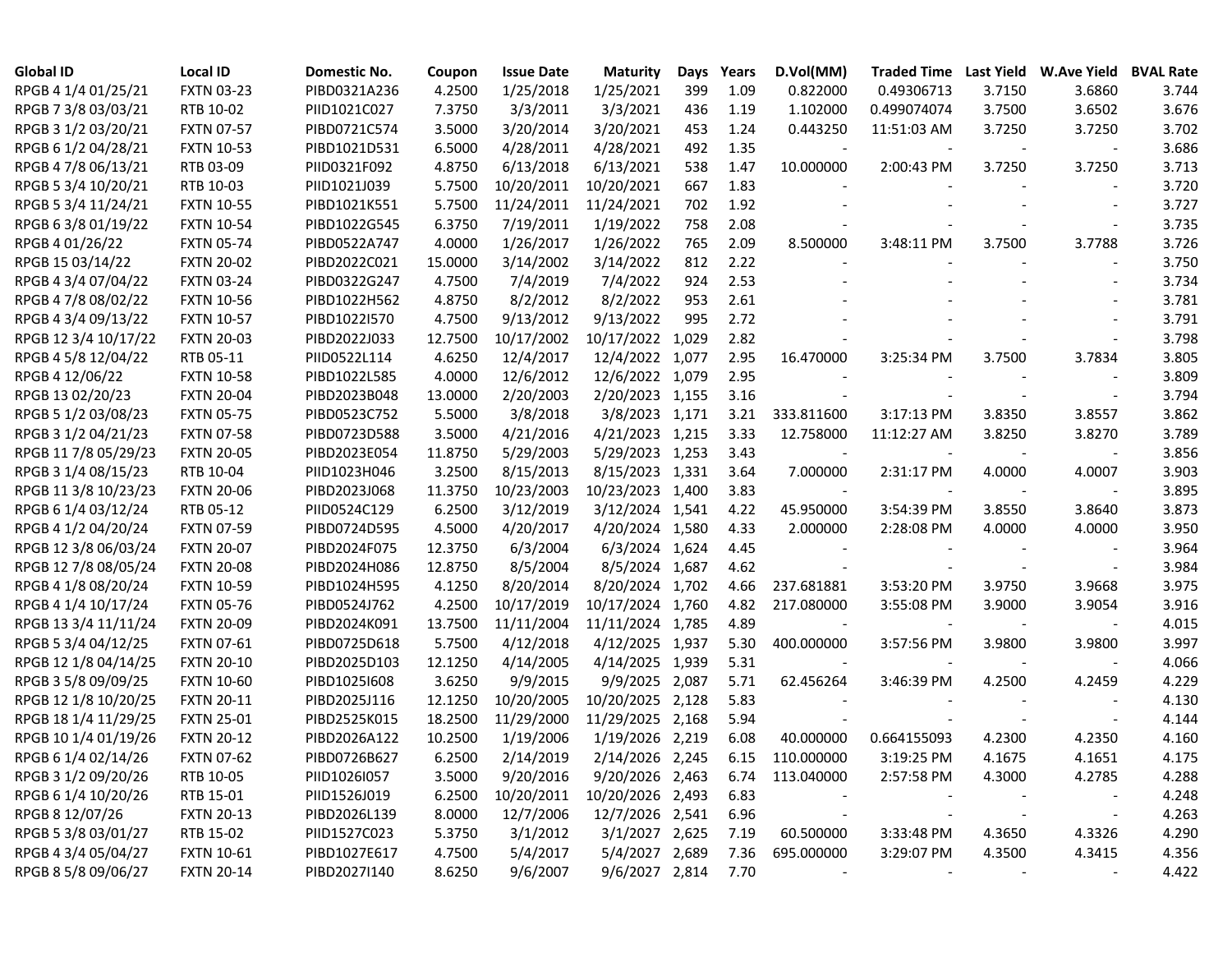| Global ID | Local ID | Domestic No. | Coupon | Issue Date | Maturity | Days | Years | D.Vol(MM) | Traded Time | Last Yield | W.Ave Yield | BVAL Rate |
|---|---|---|---|---|---|---|---|---|---|---|---|---|
| RPGB 4 1/4 01/25/21 | FXTN 03-23 | PIBD0321A236 | 4.2500 | 1/25/2018 | 1/25/2021 | 399 | 1.09 | 0.822000 | 0.49306713 | 3.7150 | 3.6860 | 3.744 |
| RPGB 7 3/8 03/03/21 | RTB 10-02 | PIID1021C027 | 7.3750 | 3/3/2011 | 3/3/2021 | 436 | 1.19 | 1.102000 | 0.499074074 | 3.7500 | 3.6502 | 3.676 |
| RPGB 3 1/2 03/20/21 | FXTN 07-57 | PIBD0721C574 | 3.5000 | 3/20/2014 | 3/20/2021 | 453 | 1.24 | 0.443250 | 11:51:03 AM | 3.7250 | 3.7250 | 3.702 |
| RPGB 6 1/2 04/28/21 | FXTN 10-53 | PIBD1021D531 | 6.5000 | 4/28/2011 | 4/28/2021 | 492 | 1.35 | - | - | - | - | 3.686 |
| RPGB 4 7/8 06/13/21 | RTB 03-09 | PIID0321F092 | 4.8750 | 6/13/2018 | 6/13/2021 | 538 | 1.47 | 10.000000 | 2:00:43 PM | 3.7250 | 3.7250 | 3.713 |
| RPGB 5 3/4 10/20/21 | RTB 10-03 | PIID1021J039 | 5.7500 | 10/20/2011 | 10/20/2021 | 667 | 1.83 | - | - | - | - | 3.720 |
| RPGB 5 3/4 11/24/21 | FXTN 10-55 | PIBD1021K551 | 5.7500 | 11/24/2011 | 11/24/2021 | 702 | 1.92 | - | - | - | - | 3.727 |
| RPGB 6 3/8 01/19/22 | FXTN 10-54 | PIBD1022G545 | 6.3750 | 7/19/2011 | 1/19/2022 | 758 | 2.08 | - | - | - | - | 3.735 |
| RPGB 4 01/26/22 | FXTN 05-74 | PIBD0522A747 | 4.0000 | 1/26/2017 | 1/26/2022 | 765 | 2.09 | 8.500000 | 3:48:11 PM | 3.7500 | 3.7788 | 3.726 |
| RPGB 15 03/14/22 | FXTN 20-02 | PIBD2022C021 | 15.0000 | 3/14/2002 | 3/14/2022 | 812 | 2.22 | - | - | - | - | 3.750 |
| RPGB 4 3/4 07/04/22 | FXTN 03-24 | PIBD0322G247 | 4.7500 | 7/4/2019 | 7/4/2022 | 924 | 2.53 | - | - | - | - | 3.734 |
| RPGB 4 7/8 08/02/22 | FXTN 10-56 | PIBD1022H562 | 4.8750 | 8/2/2012 | 8/2/2022 | 953 | 2.61 | - | - | - | - | 3.781 |
| RPGB 4 3/4 09/13/22 | FXTN 10-57 | PIBD1022I570 | 4.7500 | 9/13/2012 | 9/13/2022 | 995 | 2.72 | - | - | - | - | 3.791 |
| RPGB 12 3/4 10/17/22 | FXTN 20-03 | PIBD2022J033 | 12.7500 | 10/17/2002 | 10/17/2022 | 1,029 | 2.82 | - | - | - | - | 3.798 |
| RPGB 4 5/8 12/04/22 | RTB 05-11 | PIID0522L114 | 4.6250 | 12/4/2017 | 12/4/2022 | 1,077 | 2.95 | 16.470000 | 3:25:34 PM | 3.7500 | 3.7834 | 3.805 |
| RPGB 4 12/06/22 | FXTN 10-58 | PIBD1022L585 | 4.0000 | 12/6/2012 | 12/6/2022 | 1,079 | 2.95 | - | - | - | - | 3.809 |
| RPGB 13 02/20/23 | FXTN 20-04 | PIBD2023B048 | 13.0000 | 2/20/2003 | 2/20/2023 | 1,155 | 3.16 | - | - | - | - | 3.794 |
| RPGB 5 1/2 03/08/23 | FXTN 05-75 | PIBD0523C752 | 5.5000 | 3/8/2018 | 3/8/2023 | 1,171 | 3.21 | 333.811600 | 3:17:13 PM | 3.8350 | 3.8557 | 3.862 |
| RPGB 3 1/2 04/21/23 | FXTN 07-58 | PIBD0723D588 | 3.5000 | 4/21/2016 | 4/21/2023 | 1,215 | 3.33 | 12.758000 | 11:12:27 AM | 3.8250 | 3.8270 | 3.789 |
| RPGB 11 7/8 05/29/23 | FXTN 20-05 | PIBD2023E054 | 11.8750 | 5/29/2003 | 5/29/2023 | 1,253 | 3.43 | - | - | - | - | 3.856 |
| RPGB 3 1/4 08/15/23 | RTB 10-04 | PIID1023H046 | 3.2500 | 8/15/2013 | 8/15/2023 | 1,331 | 3.64 | 7.000000 | 2:31:17 PM | 4.0000 | 4.0007 | 3.903 |
| RPGB 11 3/8 10/23/23 | FXTN 20-06 | PIBD2023J068 | 11.3750 | 10/23/2003 | 10/23/2023 | 1,400 | 3.83 | - | - | - | - | 3.895 |
| RPGB 6 1/4 03/12/24 | RTB 05-12 | PIID0524C129 | 6.2500 | 3/12/2019 | 3/12/2024 | 1,541 | 4.22 | 45.950000 | 3:54:39 PM | 3.8550 | 3.8640 | 3.873 |
| RPGB 4 1/2 04/20/24 | FXTN 07-59 | PIBD0724D595 | 4.5000 | 4/20/2017 | 4/20/2024 | 1,580 | 4.33 | 2.000000 | 2:28:08 PM | 4.0000 | 4.0000 | 3.950 |
| RPGB 12 3/8 06/03/24 | FXTN 20-07 | PIBD2024F075 | 12.3750 | 6/3/2004 | 6/3/2024 | 1,624 | 4.45 | - | - | - | - | 3.964 |
| RPGB 12 7/8 08/05/24 | FXTN 20-08 | PIBD2024H086 | 12.8750 | 8/5/2004 | 8/5/2024 | 1,687 | 4.62 | - | - | - | - | 3.984 |
| RPGB 4 1/8 08/20/24 | FXTN 10-59 | PIBD1024H595 | 4.1250 | 8/20/2014 | 8/20/2024 | 1,702 | 4.66 | 237.681881 | 3:53:20 PM | 3.9750 | 3.9668 | 3.975 |
| RPGB 4 1/4 10/17/24 | FXTN 05-76 | PIBD0524J762 | 4.2500 | 10/17/2019 | 10/17/2024 | 1,760 | 4.82 | 217.080000 | 3:55:08 PM | 3.9000 | 3.9054 | 3.916 |
| RPGB 13 3/4 11/11/24 | FXTN 20-09 | PIBD2024K091 | 13.7500 | 11/11/2004 | 11/11/2024 | 1,785 | 4.89 | - | - | - | - | 4.015 |
| RPGB 5 3/4 04/12/25 | FXTN 07-61 | PIBD0725D618 | 5.7500 | 4/12/2018 | 4/12/2025 | 1,937 | 5.30 | 400.000000 | 3:57:56 PM | 3.9800 | 3.9800 | 3.997 |
| RPGB 12 1/8 04/14/25 | FXTN 20-10 | PIBD2025D103 | 12.1250 | 4/14/2005 | 4/14/2025 | 1,939 | 5.31 | - | - | - | - | 4.066 |
| RPGB 3 5/8 09/09/25 | FXTN 10-60 | PIBD1025I608 | 3.6250 | 9/9/2015 | 9/9/2025 | 2,087 | 5.71 | 62.456264 | 3:46:39 PM | 4.2500 | 4.2459 | 4.229 |
| RPGB 12 1/8 10/20/25 | FXTN 20-11 | PIBD2025J116 | 12.1250 | 10/20/2005 | 10/20/2025 | 2,128 | 5.83 | - | - | - | - | 4.130 |
| RPGB 18 1/4 11/29/25 | FXTN 25-01 | PIBD2525K015 | 18.2500 | 11/29/2000 | 11/29/2025 | 2,168 | 5.94 | - | - | - | - | 4.144 |
| RPGB 10 1/4 01/19/26 | FXTN 20-12 | PIBD2026A122 | 10.2500 | 1/19/2006 | 1/19/2026 | 2,219 | 6.08 | 40.000000 | 0.664155093 | 4.2300 | 4.2350 | 4.160 |
| RPGB 6 1/4 02/14/26 | FXTN 07-62 | PIBD0726B627 | 6.2500 | 2/14/2019 | 2/14/2026 | 2,245 | 6.15 | 110.000000 | 3:19:25 PM | 4.1675 | 4.1651 | 4.175 |
| RPGB 3 1/2 09/20/26 | RTB 10-05 | PIID1026I057 | 3.5000 | 9/20/2016 | 9/20/2026 | 2,463 | 6.74 | 113.040000 | 2:57:58 PM | 4.3000 | 4.2785 | 4.288 |
| RPGB 6 1/4 10/20/26 | RTB 15-01 | PIID1526J019 | 6.2500 | 10/20/2011 | 10/20/2026 | 2,493 | 6.83 | - | - | - | - | 4.248 |
| RPGB 8 12/07/26 | FXTN 20-13 | PIBD2026L139 | 8.0000 | 12/7/2006 | 12/7/2026 | 2,541 | 6.96 | - | - | - | - | 4.263 |
| RPGB 5 3/8 03/01/27 | RTB 15-02 | PIID1527C023 | 5.3750 | 3/1/2012 | 3/1/2027 | 2,625 | 7.19 | 60.500000 | 3:33:48 PM | 4.3650 | 4.3326 | 4.290 |
| RPGB 4 3/4 05/04/27 | FXTN 10-61 | PIBD1027E617 | 4.7500 | 5/4/2017 | 5/4/2027 | 2,689 | 7.36 | 695.000000 | 3:29:07 PM | 4.3500 | 4.3415 | 4.356 |
| RPGB 8 5/8 09/06/27 | FXTN 20-14 | PIBD2027I140 | 8.6250 | 9/6/2007 | 9/6/2027 | 2,814 | 7.70 | - | - | - | - | 4.422 |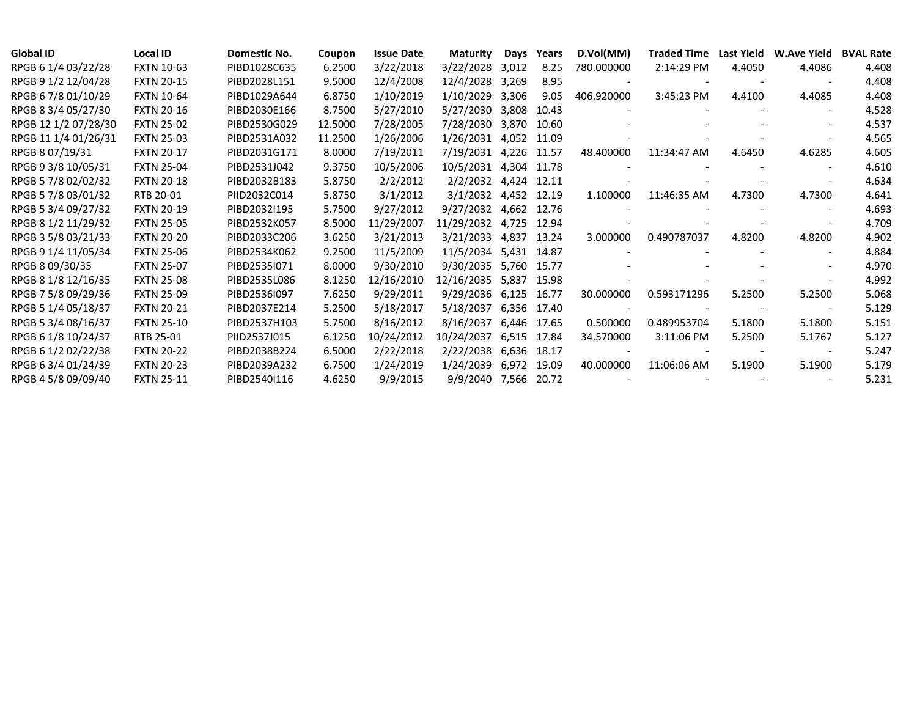| Global ID | Local ID | Domestic No. | Coupon | Issue Date | Maturity | Days | Years | D.Vol(MM) | Traded Time | Last Yield | W.Ave Yield | BVAL Rate |
|---|---|---|---|---|---|---|---|---|---|---|---|---|
| RPGB 6 1/4 03/22/28 | FXTN 10-63 | PIBD1028C635 | 6.2500 | 3/22/2018 | 3/22/2028 | 3,012 | 8.25 | 780.000000 | 2:14:29 PM | 4.4050 | 4.4086 | 4.408 |
| RPGB 9 1/2 12/04/28 | FXTN 20-15 | PIBD2028L151 | 9.5000 | 12/4/2008 | 12/4/2028 | 3,269 | 8.95 | - | - | - | - | 4.408 |
| RPGB 6 7/8 01/10/29 | FXTN 10-64 | PIBD1029A644 | 6.8750 | 1/10/2019 | 1/10/2029 | 3,306 | 9.05 | 406.920000 | 3:45:23 PM | 4.4100 | 4.4085 | 4.408 |
| RPGB 8 3/4 05/27/30 | FXTN 20-16 | PIBD2030E166 | 8.7500 | 5/27/2010 | 5/27/2030 | 3,808 | 10.43 | - | - | - | - | 4.528 |
| RPGB 12 1/2 07/28/30 | FXTN 25-02 | PIBD2530G029 | 12.5000 | 7/28/2005 | 7/28/2030 | 3,870 | 10.60 | - | - | - | - | 4.537 |
| RPGB 11 1/4 01/26/31 | FXTN 25-03 | PIBD2531A032 | 11.2500 | 1/26/2006 | 1/26/2031 | 4,052 | 11.09 | - | - | - | - | 4.565 |
| RPGB 8 07/19/31 | FXTN 20-17 | PIBD2031G171 | 8.0000 | 7/19/2011 | 7/19/2031 | 4,226 | 11.57 | 48.400000 | 11:34:47 AM | 4.6450 | 4.6285 | 4.605 |
| RPGB 9 3/8 10/05/31 | FXTN 25-04 | PIBD2531J042 | 9.3750 | 10/5/2006 | 10/5/2031 | 4,304 | 11.78 | - | - | - | - | 4.610 |
| RPGB 5 7/8 02/02/32 | FXTN 20-18 | PIBD2032B183 | 5.8750 | 2/2/2012 | 2/2/2032 | 4,424 | 12.11 | - | - | - | - | 4.634 |
| RPGB 5 7/8 03/01/32 | RTB 20-01 | PIID2032C014 | 5.8750 | 3/1/2012 | 3/1/2032 | 4,452 | 12.19 | 1.100000 | 11:46:35 AM | 4.7300 | 4.7300 | 4.641 |
| RPGB 5 3/4 09/27/32 | FXTN 20-19 | PIBD2032I195 | 5.7500 | 9/27/2012 | 9/27/2032 | 4,662 | 12.76 | - | - | - | - | 4.693 |
| RPGB 8 1/2 11/29/32 | FXTN 25-05 | PIBD2532K057 | 8.5000 | 11/29/2007 | 11/29/2032 | 4,725 | 12.94 | - | - | - | - | 4.709 |
| RPGB 3 5/8 03/21/33 | FXTN 20-20 | PIBD2033C206 | 3.6250 | 3/21/2013 | 3/21/2033 | 4,837 | 13.24 | 3.000000 | 0.490787037 | 4.8200 | 4.8200 | 4.902 |
| RPGB 9 1/4 11/05/34 | FXTN 25-06 | PIBD2534K062 | 9.2500 | 11/5/2009 | 11/5/2034 | 5,431 | 14.87 | - | - | - | - | 4.884 |
| RPGB 8 09/30/35 | FXTN 25-07 | PIBD2535I071 | 8.0000 | 9/30/2010 | 9/30/2035 | 5,760 | 15.77 | - | - | - | - | 4.970 |
| RPGB 8 1/8 12/16/35 | FXTN 25-08 | PIBD2535L086 | 8.1250 | 12/16/2010 | 12/16/2035 | 5,837 | 15.98 | - | - | - | - | 4.992 |
| RPGB 7 5/8 09/29/36 | FXTN 25-09 | PIBD2536I097 | 7.6250 | 9/29/2011 | 9/29/2036 | 6,125 | 16.77 | 30.000000 | 0.593171296 | 5.2500 | 5.2500 | 5.068 |
| RPGB 5 1/4 05/18/37 | FXTN 20-21 | PIBD2037E214 | 5.2500 | 5/18/2017 | 5/18/2037 | 6,356 | 17.40 | - | - | - | - | 5.129 |
| RPGB 5 3/4 08/16/37 | FXTN 25-10 | PIBD2537H103 | 5.7500 | 8/16/2012 | 8/16/2037 | 6,446 | 17.65 | 0.500000 | 0.489953704 | 5.1800 | 5.1800 | 5.151 |
| RPGB 6 1/8 10/24/37 | RTB 25-01 | PIID2537J015 | 6.1250 | 10/24/2012 | 10/24/2037 | 6,515 | 17.84 | 34.570000 | 3:11:06 PM | 5.2500 | 5.1767 | 5.127 |
| RPGB 6 1/2 02/22/38 | FXTN 20-22 | PIBD2038B224 | 6.5000 | 2/22/2018 | 2/22/2038 | 6,636 | 18.17 | - | - | - | - | 5.247 |
| RPGB 6 3/4 01/24/39 | FXTN 20-23 | PIBD2039A232 | 6.7500 | 1/24/2019 | 1/24/2039 | 6,972 | 19.09 | 40.000000 | 11:06:06 AM | 5.1900 | 5.1900 | 5.179 |
| RPGB 4 5/8 09/09/40 | FXTN 25-11 | PIBD2540I116 | 4.6250 | 9/9/2015 | 9/9/2040 | 7,566 | 20.72 | - | - | - | - | 5.231 |